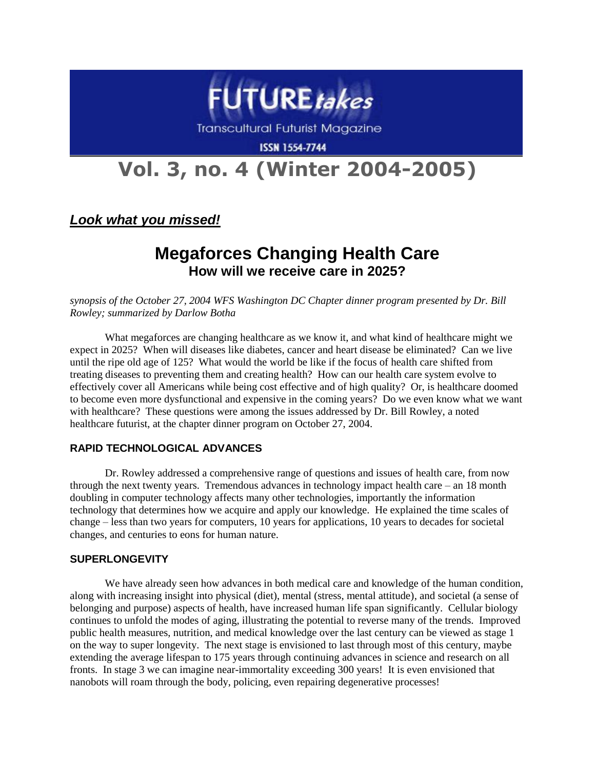# FUTURE*takes*

Transcultural Futurist Magazine

ISSN 1554-7744

# Vol. 3, no. 4 (Winter 2004-2005)

***Look what you missed!***

## Megaforces Changing Health Care
### How will we receive care in 2025?

*synopsis of the October 27, 2004 WFS Washington DC Chapter dinner program presented by Dr. Bill Rowley; summarized by Darlow Botha*

What megaforces are changing healthcare as we know it, and what kind of healthcare might we expect in 2025? When will diseases like diabetes, cancer and heart disease be eliminated? Can we live until the ripe old age of 125? What would the world be like if the focus of health care shifted from treating diseases to preventing them and creating health? How can our health care system evolve to effectively cover all Americans while being cost effective and of high quality? Or, is healthcare doomed to become even more dysfunctional and expensive in the coming years? Do we even know what we want with healthcare? These questions were among the issues addressed by Dr. Bill Rowley, a noted healthcare futurist, at the chapter dinner program on October 27, 2004.

### RAPID TECHNOLOGICAL ADVANCES

Dr. Rowley addressed a comprehensive range of questions and issues of health care, from now through the next twenty years. Tremendous advances in technology impact health care – an 18 month doubling in computer technology affects many other technologies, importantly the information technology that determines how we acquire and apply our knowledge. He explained the time scales of change – less than two years for computers, 10 years for applications, 10 years to decades for societal changes, and centuries to eons for human nature.

### SUPERLONGEVITY

We have already seen how advances in both medical care and knowledge of the human condition, along with increasing insight into physical (diet), mental (stress, mental attitude), and societal (a sense of belonging and purpose) aspects of health, have increased human life span significantly. Cellular biology continues to unfold the modes of aging, illustrating the potential to reverse many of the trends. Improved public health measures, nutrition, and medical knowledge over the last century can be viewed as stage 1 on the way to super longevity. The next stage is envisioned to last through most of this century, maybe extending the average lifespan to 175 years through continuing advances in science and research on all fronts. In stage 3 we can imagine near-immortality exceeding 300 years! It is even envisioned that nanobots will roam through the body, policing, even repairing degenerative processes!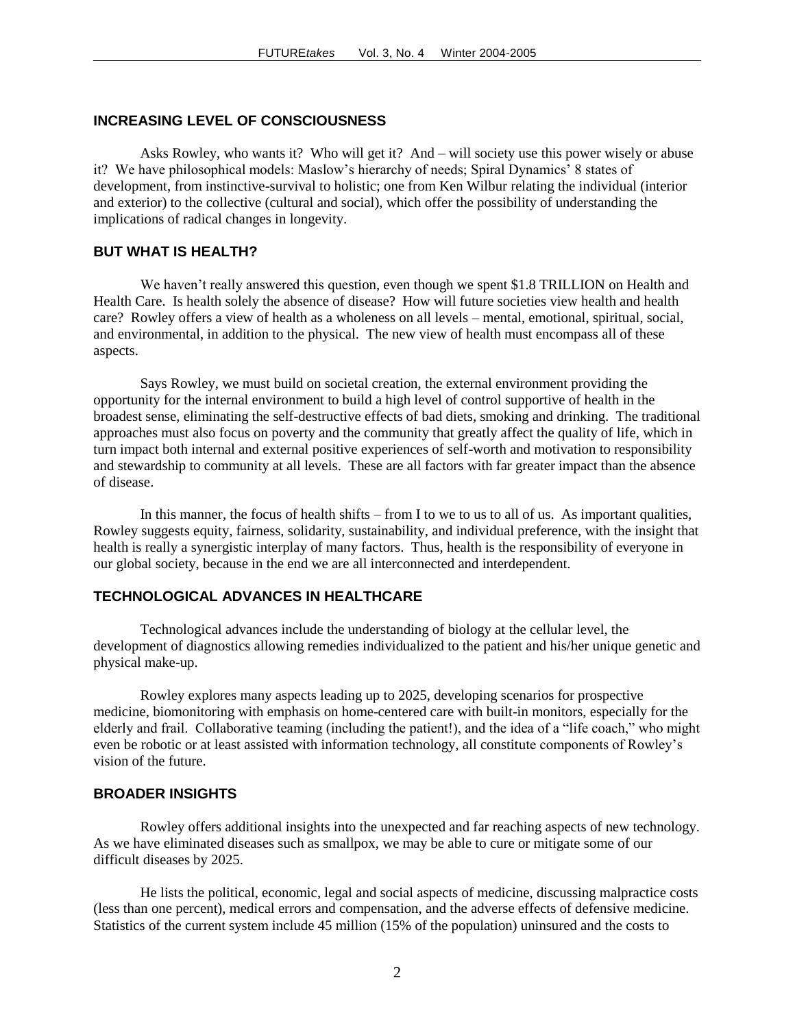## INCREASING LEVEL OF CONSCIOUSNESS

Asks Rowley, who wants it? Who will get it? And – will society use this power wisely or abuse it? We have philosophical models: Maslow's hierarchy of needs; Spiral Dynamics' 8 states of development, from instinctive-survival to holistic; one from Ken Wilbur relating the individual (interior and exterior) to the collective (cultural and social), which offer the possibility of understanding the implications of radical changes in longevity.

## BUT WHAT IS HEALTH?

We haven't really answered this question, even though we spent $1.8 TRILLION on Health and Health Care. Is health solely the absence of disease? How will future societies view health and health care? Rowley offers a view of health as a wholeness on all levels – mental, emotional, spiritual, social, and environmental, in addition to the physical. The new view of health must encompass all of these aspects.

Says Rowley, we must build on societal creation, the external environment providing the opportunity for the internal environment to build a high level of control supportive of health in the broadest sense, eliminating the self-destructive effects of bad diets, smoking and drinking. The traditional approaches must also focus on poverty and the community that greatly affect the quality of life, which in turn impact both internal and external positive experiences of self-worth and motivation to responsibility and stewardship to community at all levels. These are all factors with far greater impact than the absence of disease.

In this manner, the focus of health shifts – from I to we to us to all of us. As important qualities, Rowley suggests equity, fairness, solidarity, sustainability, and individual preference, with the insight that health is really a synergistic interplay of many factors. Thus, health is the responsibility of everyone in our global society, because in the end we are all interconnected and interdependent.

## TECHNOLOGICAL ADVANCES IN HEALTHCARE

Technological advances include the understanding of biology at the cellular level, the development of diagnostics allowing remedies individualized to the patient and his/her unique genetic and physical make-up.

Rowley explores many aspects leading up to 2025, developing scenarios for prospective medicine, biomonitoring with emphasis on home-centered care with built-in monitors, especially for the elderly and frail. Collaborative teaming (including the patient!), and the idea of a "life coach," who might even be robotic or at least assisted with information technology, all constitute components of Rowley's vision of the future.

## BROADER INSIGHTS

Rowley offers additional insights into the unexpected and far reaching aspects of new technology. As we have eliminated diseases such as smallpox, we may be able to cure or mitigate some of our difficult diseases by 2025.

He lists the political, economic, legal and social aspects of medicine, discussing malpractice costs (less than one percent), medical errors and compensation, and the adverse effects of defensive medicine. Statistics of the current system include 45 million (15% of the population) uninsured and the costs to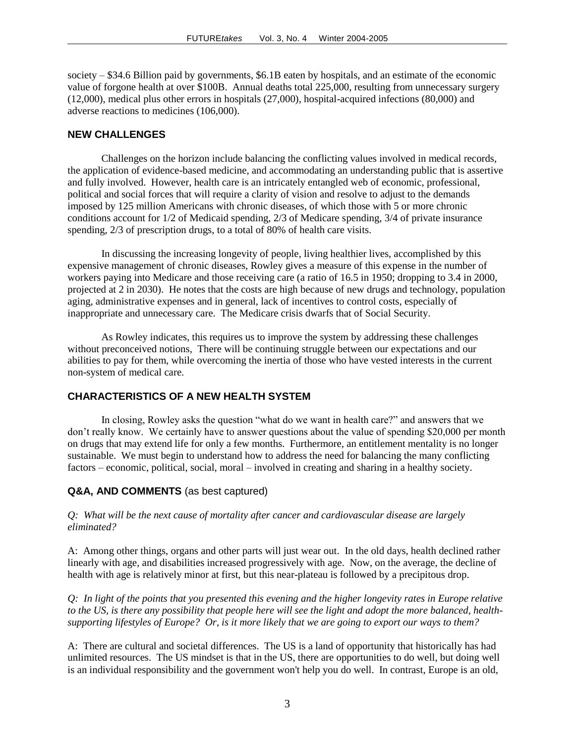society – \$34.6 Billion paid by governments, \$6.1B eaten by hospitals, and an estimate of the economic value of forgone health at over \$100B. Annual deaths total 225,000, resulting from unnecessary surgery (12,000), medical plus other errors in hospitals (27,000), hospital-acquired infections (80,000) and adverse reactions to medicines (106,000).

## NEW CHALLENGES

Challenges on the horizon include balancing the conflicting values involved in medical records, the application of evidence-based medicine, and accommodating an understanding public that is assertive and fully involved. However, health care is an intricately entangled web of economic, professional, political and social forces that will require a clarity of vision and resolve to adjust to the demands imposed by 125 million Americans with chronic diseases, of which those with 5 or more chronic conditions account for 1/2 of Medicaid spending, 2/3 of Medicare spending, 3/4 of private insurance spending, 2/3 of prescription drugs, to a total of 80% of health care visits.

In discussing the increasing longevity of people, living healthier lives, accomplished by this expensive management of chronic diseases, Rowley gives a measure of this expense in the number of workers paying into Medicare and those receiving care (a ratio of 16.5 in 1950; dropping to 3.4 in 2000, projected at 2 in 2030). He notes that the costs are high because of new drugs and technology, population aging, administrative expenses and in general, lack of incentives to control costs, especially of inappropriate and unnecessary care. The Medicare crisis dwarfs that of Social Security.

As Rowley indicates, this requires us to improve the system by addressing these challenges without preconceived notions, There will be continuing struggle between our expectations and our abilities to pay for them, while overcoming the inertia of those who have vested interests in the current non-system of medical care.

## CHARACTERISTICS OF A NEW HEALTH SYSTEM

In closing, Rowley asks the question "what do we want in health care?" and answers that we don't really know. We certainly have to answer questions about the value of spending \$20,000 per month on drugs that may extend life for only a few months. Furthermore, an entitlement mentality is no longer sustainable. We must begin to understand how to address the need for balancing the many conflicting factors – economic, political, social, moral – involved in creating and sharing in a healthy society.

## Q&A, AND COMMENTS (as best captured)

*Q: What will be the next cause of mortality after cancer and cardiovascular disease are largely eliminated?*

A: Among other things, organs and other parts will just wear out. In the old days, health declined rather linearly with age, and disabilities increased progressively with age. Now, on the average, the decline of health with age is relatively minor at first, but this near-plateau is followed by a precipitous drop.

*Q: In light of the points that you presented this evening and the higher longevity rates in Europe relative to the US, is there any possibility that people here will see the light and adopt the more balanced, health-supporting lifestyles of Europe? Or, is it more likely that we are going to export our ways to them?*

A: There are cultural and societal differences. The US is a land of opportunity that historically has had unlimited resources. The US mindset is that in the US, there are opportunities to do well, but doing well is an individual responsibility and the government won't help you do well. In contrast, Europe is an old,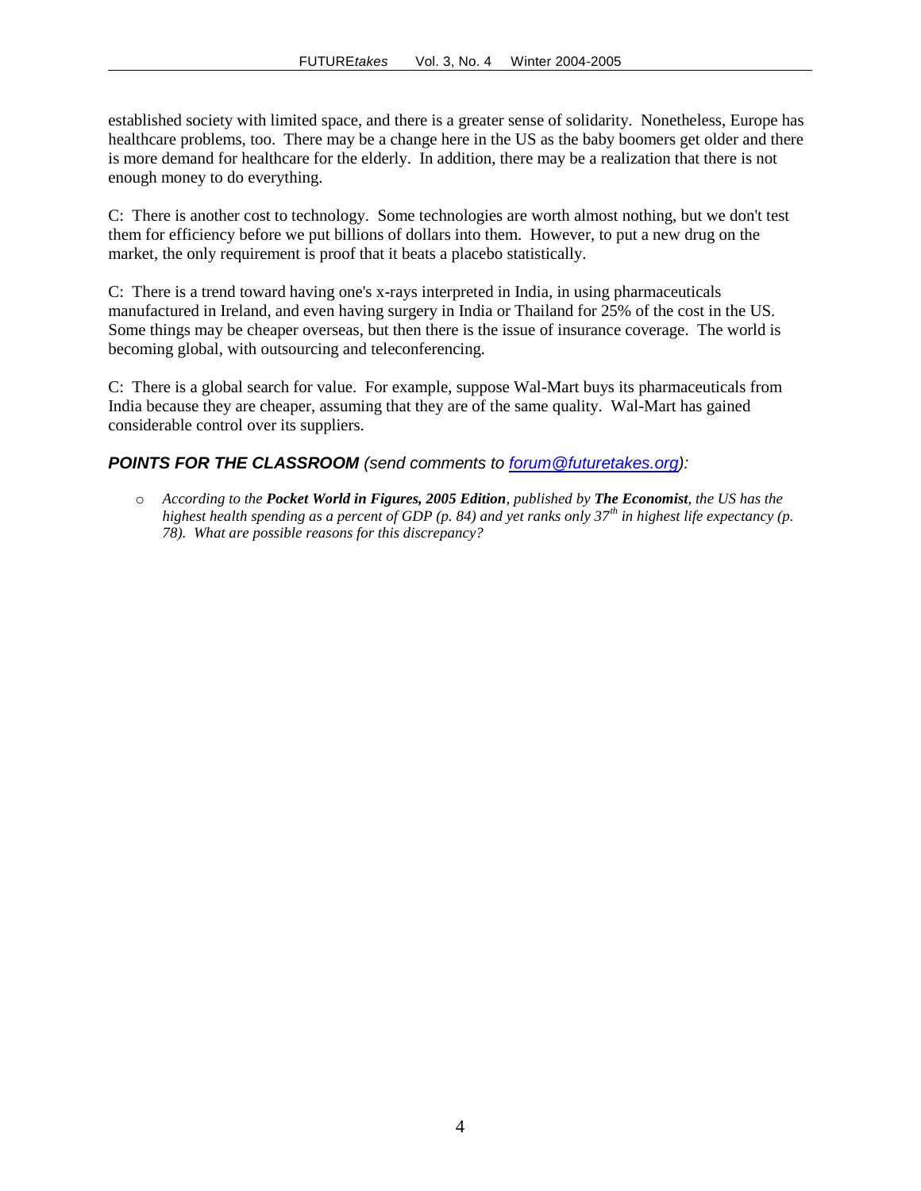established society with limited space, and there is a greater sense of solidarity. Nonetheless, Europe has healthcare problems, too. There may be a change here in the US as the baby boomers get older and there is more demand for healthcare for the elderly. In addition, there may be a realization that there is not enough money to do everything.

C: There is another cost to technology. Some technologies are worth almost nothing, but we don't test them for efficiency before we put billions of dollars into them. However, to put a new drug on the market, the only requirement is proof that it beats a placebo statistically.

C: There is a trend toward having one's x-rays interpreted in India, in using pharmaceuticals manufactured in Ireland, and even having surgery in India or Thailand for 25% of the cost in the US. Some things may be cheaper overseas, but then there is the issue of insurance coverage. The world is becoming global, with outsourcing and teleconferencing.

C: There is a global search for value. For example, suppose Wal-Mart buys its pharmaceuticals from India because they are cheaper, assuming that they are of the same quality. Wal-Mart has gained considerable control over its suppliers.

### ***POINTS FOR THE CLASSROOM*** *(send comments to [forum@futuretakes.org](mailto:forum@futuretakes.org)):*

- *According to the **Pocket World in Figures, 2005 Edition**, published by **The Economist**, the US has the highest health spending as a percent of GDP (p. 84) and yet ranks only 37th in highest life expectancy (p. 78). What are possible reasons for this discrepancy?*